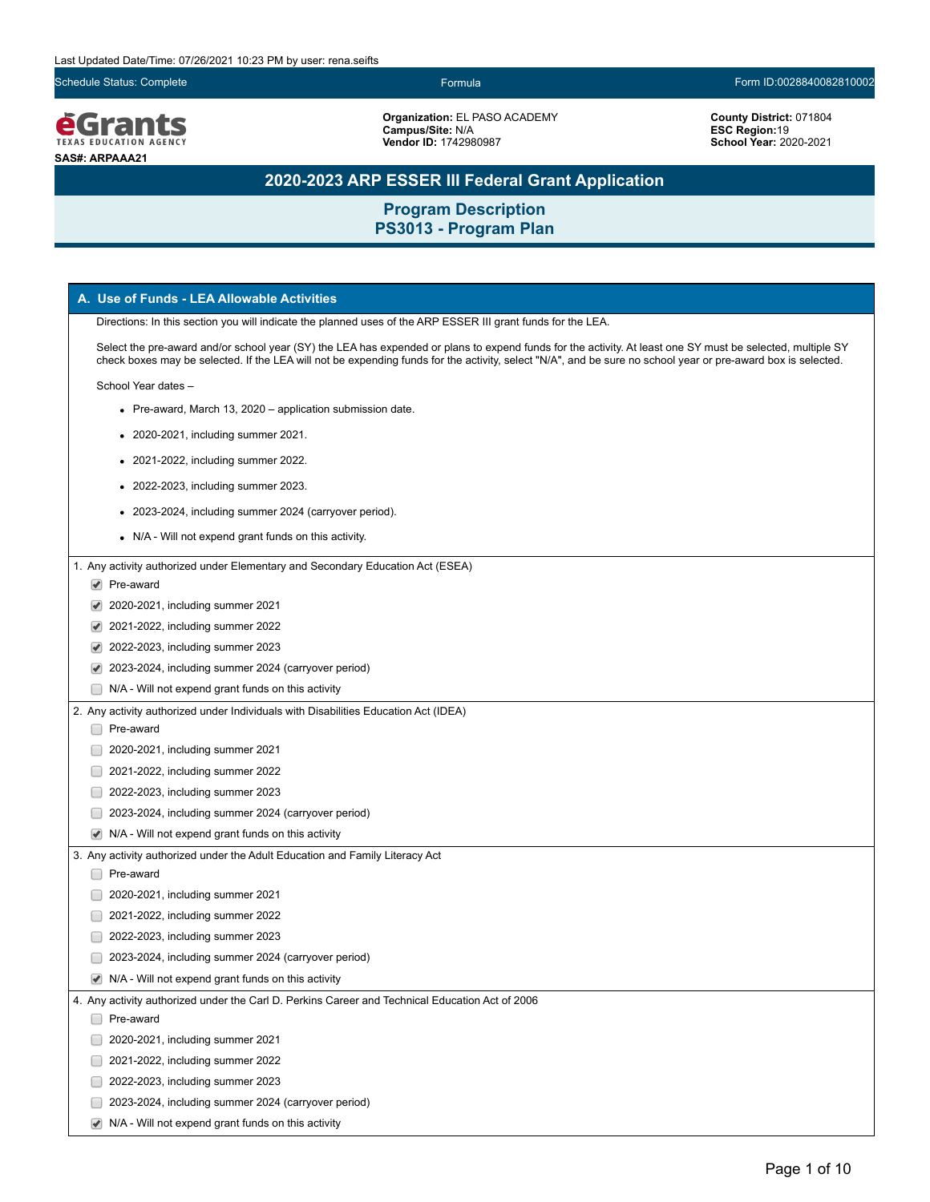Last Updated Date/Time: 07/26/2021 10:23 PM by user: rena.seifts

Schedule Status: Complete | Formula | Form ID:0028840082810002

**Organization:** EL PASO ACADEMY
**Campus/Site:** N/A
**Vendor ID:** 1742980987

**County District:** 071804
**ESC Region:** 19
**School Year:** 2020-2021

**SAS#: ARPAAA21**

# 2020-2023 ARP ESSER III Federal Grant Application

## Program Description
## PS3013 - Program Plan

### A. Use of Funds - LEA Allowable Activities

Directions: In this section you will indicate the planned uses of the ARP ESSER III grant funds for the LEA.

Select the pre-award and/or school year (SY) the LEA has expended or plans to expend funds for the activity. At least one SY must be selected, multiple SY check boxes may be selected. If the LEA will not be expending funds for the activity, select "N/A", and be sure no school year or pre-award box is selected.

School Year dates –

- Pre-award, March 13, 2020 – application submission date.
- 2020-2021, including summer 2021.
- 2021-2022, including summer 2022.
- 2022-2023, including summer 2023.
- 2023-2024, including summer 2024 (carryover period).
- N/A - Will not expend grant funds on this activity.

1. Any activity authorized under Elementary and Secondary Education Act (ESEA)
   - [x] Pre-award
   - [x] 2020-2021, including summer 2021
   - [x] 2021-2022, including summer 2022
   - [x] 2022-2023, including summer 2023
   - [x] 2023-2024, including summer 2024 (carryover period)
   - [ ] N/A - Will not expend grant funds on this activity

2. Any activity authorized under Individuals with Disabilities Education Act (IDEA)
   - [ ] Pre-award
   - [ ] 2020-2021, including summer 2021
   - [ ] 2021-2022, including summer 2022
   - [ ] 2022-2023, including summer 2023
   - [ ] 2023-2024, including summer 2024 (carryover period)
   - [x] N/A - Will not expend grant funds on this activity

3. Any activity authorized under the Adult Education and Family Literacy Act
   - [ ] Pre-award
   - [ ] 2020-2021, including summer 2021
   - [ ] 2021-2022, including summer 2022
   - [ ] 2022-2023, including summer 2023
   - [ ] 2023-2024, including summer 2024 (carryover period)
   - [x] N/A - Will not expend grant funds on this activity

4. Any activity authorized under the Carl D. Perkins Career and Technical Education Act of 2006
   - [ ] Pre-award
   - [ ] 2020-2021, including summer 2021
   - [ ] 2021-2022, including summer 2022
   - [ ] 2022-2023, including summer 2023
   - [ ] 2023-2024, including summer 2024 (carryover period)
   - [x] N/A - Will not expend grant funds on this activity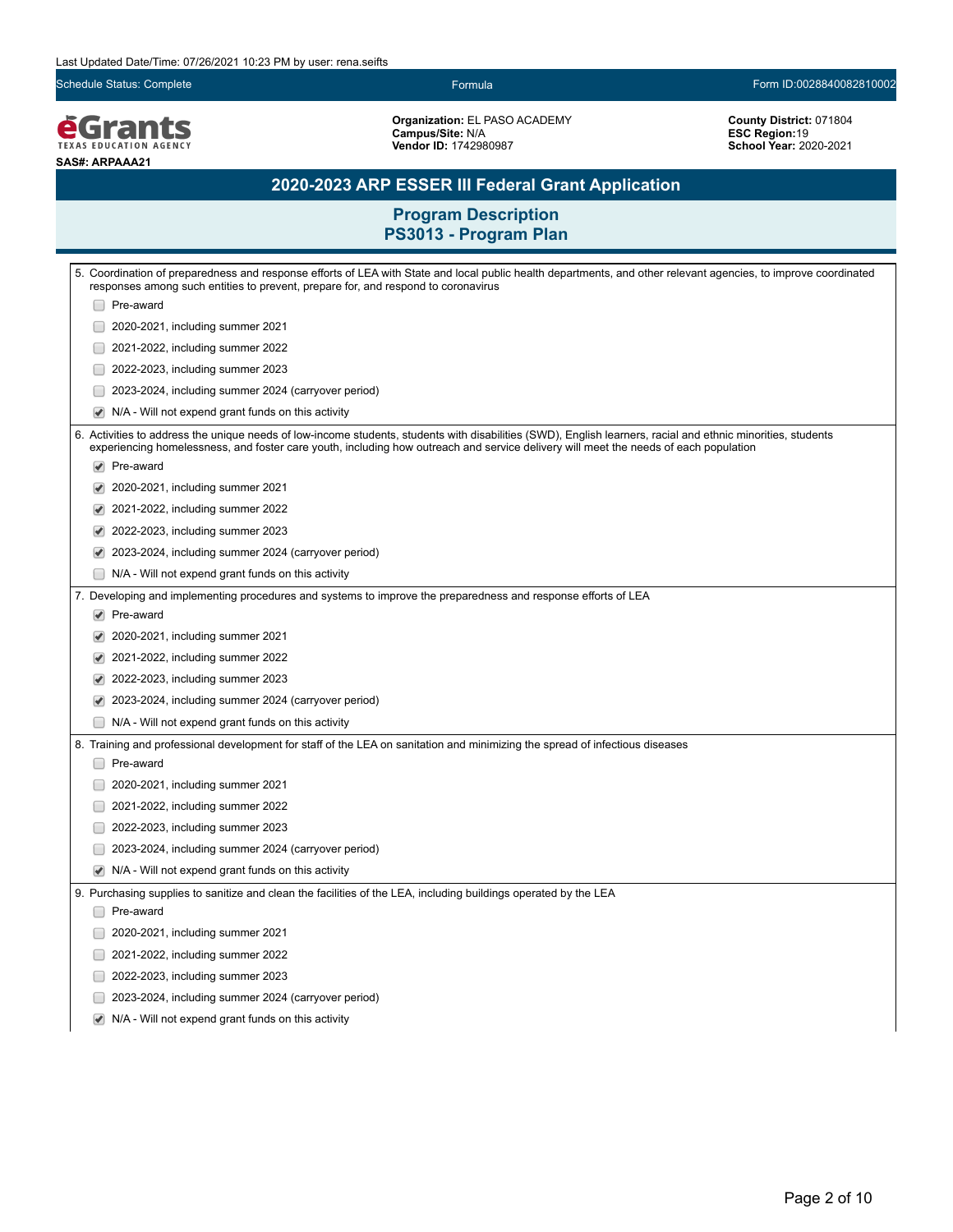Last Updated Date/Time: 07/26/2021 10:23 PM by user: rena.seifts

Schedule Status: Complete | Formula | Form ID:0028840082810002

**eGrants** TEXAS EDUCATION AGENCY

**SAS#: ARPAAA21**

**Organization:** EL PASO ACADEMY
**Campus/Site:** N/A
**Vendor ID:** 1742980987

**County District:** 071804
**ESC Region:** 19
**School Year:** 2020-2021

# 2020-2023 ARP ESSER III Federal Grant Application

## Program Description
## PS3013 - Program Plan

5. Coordination of preparedness and response efforts of LEA with State and local public health departments, and other relevant agencies, to improve coordinated responses among such entities to prevent, prepare for, and respond to coronavirus

- [ ] Pre-award
- [ ] 2020-2021, including summer 2021
- [ ] 2021-2022, including summer 2022
- [ ] 2022-2023, including summer 2023
- [ ] 2023-2024, including summer 2024 (carryover period)
- [x] N/A - Will not expend grant funds on this activity

6. Activities to address the unique needs of low-income students, students with disabilities (SWD), English learners, racial and ethnic minorities, students experiencing homelessness, and foster care youth, including how outreach and service delivery will meet the needs of each population

- [x] Pre-award
- [x] 2020-2021, including summer 2021
- [x] 2021-2022, including summer 2022
- [x] 2022-2023, including summer 2023
- [x] 2023-2024, including summer 2024 (carryover period)
- [ ] N/A - Will not expend grant funds on this activity

7. Developing and implementing procedures and systems to improve the preparedness and response efforts of LEA

- [x] Pre-award
- [x] 2020-2021, including summer 2021
- [x] 2021-2022, including summer 2022
- [x] 2022-2023, including summer 2023
- [x] 2023-2024, including summer 2024 (carryover period)
- [ ] N/A - Will not expend grant funds on this activity

8. Training and professional development for staff of the LEA on sanitation and minimizing the spread of infectious diseases

- [ ] Pre-award
- [ ] 2020-2021, including summer 2021
- [ ] 2021-2022, including summer 2022
- [ ] 2022-2023, including summer 2023
- [ ] 2023-2024, including summer 2024 (carryover period)
- [x] N/A - Will not expend grant funds on this activity

9. Purchasing supplies to sanitize and clean the facilities of the LEA, including buildings operated by the LEA

- [ ] Pre-award
- [ ] 2020-2021, including summer 2021
- [ ] 2021-2022, including summer 2022
- [ ] 2022-2023, including summer 2023
- [ ] 2023-2024, including summer 2024 (carryover period)
- [x] N/A - Will not expend grant funds on this activity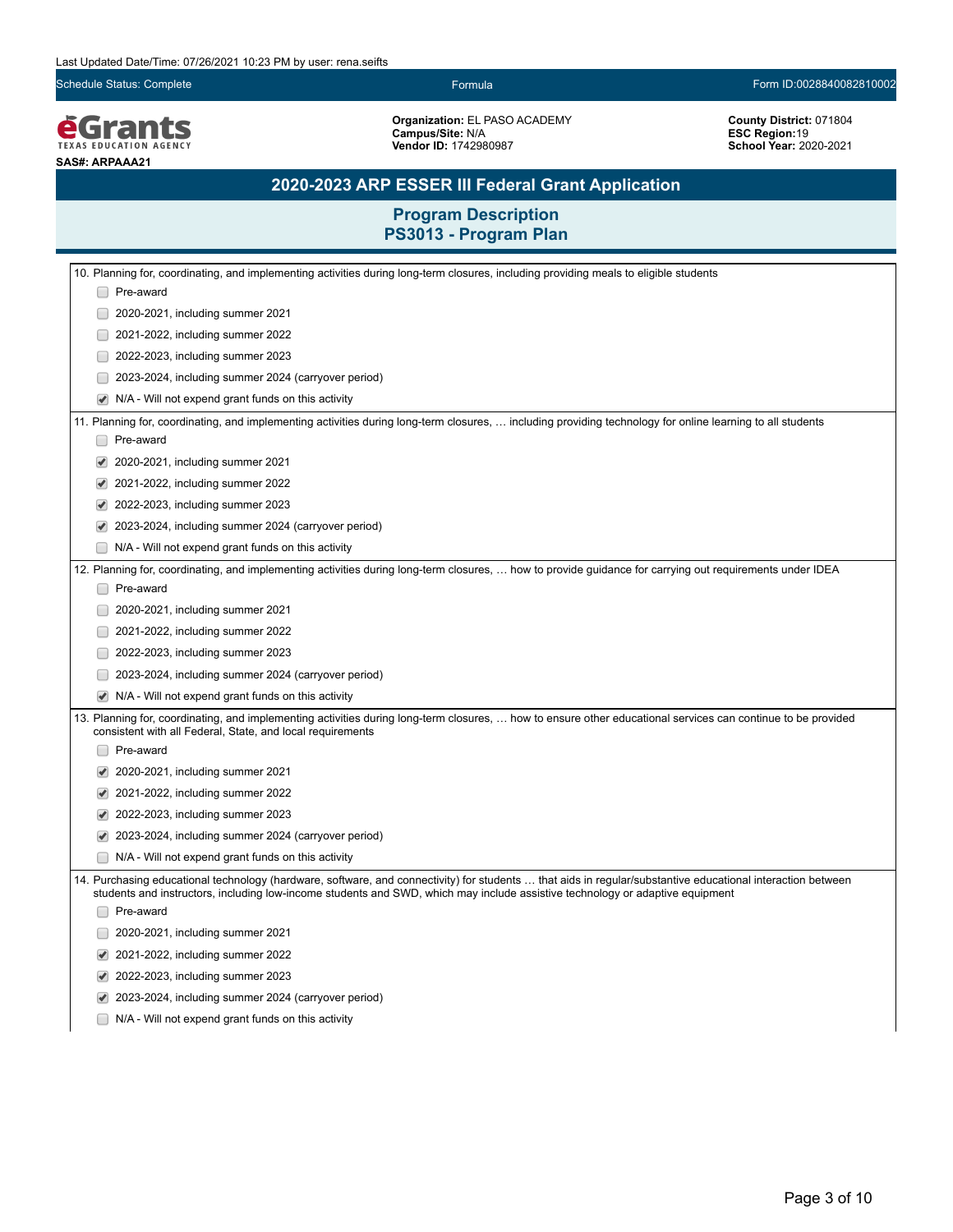Last Updated Date/Time: 07/26/2021 10:23 PM by user: rena.seifts

Schedule Status: Complete | Formula | Form ID:0028840082810002

**Organization:** EL PASO ACADEMY
**Campus/Site:** N/A
**Vendor ID:** 1742980987

**County District:** 071804
**ESC Region:**19
**School Year:** 2020-2021

**SAS#: ARPAAA21**

## 2020-2023 ARP ESSER III Federal Grant Application

## Program Description
## PS3013 - Program Plan

10. Planning for, coordinating, and implementing activities during long-term closures, including providing meals to eligible students

- [ ] Pre-award
- [ ] 2020-2021, including summer 2021
- [ ] 2021-2022, including summer 2022
- [ ] 2022-2023, including summer 2023
- [ ] 2023-2024, including summer 2024 (carryover period)
- [x] N/A - Will not expend grant funds on this activity

11. Planning for, coordinating, and implementing activities during long-term closures, … including providing technology for online learning to all students

- [ ] Pre-award
- [x] 2020-2021, including summer 2021
- [x] 2021-2022, including summer 2022
- [x] 2022-2023, including summer 2023
- [x] 2023-2024, including summer 2024 (carryover period)
- [ ] N/A - Will not expend grant funds on this activity

12. Planning for, coordinating, and implementing activities during long-term closures, … how to provide guidance for carrying out requirements under IDEA

- [ ] Pre-award
- [ ] 2020-2021, including summer 2021
- [ ] 2021-2022, including summer 2022
- [ ] 2022-2023, including summer 2023
- [ ] 2023-2024, including summer 2024 (carryover period)
- [x] N/A - Will not expend grant funds on this activity

13. Planning for, coordinating, and implementing activities during long-term closures, … how to ensure other educational services can continue to be provided consistent with all Federal, State, and local requirements

- [ ] Pre-award
- [x] 2020-2021, including summer 2021
- [x] 2021-2022, including summer 2022
- [x] 2022-2023, including summer 2023
- [x] 2023-2024, including summer 2024 (carryover period)
- [ ] N/A - Will not expend grant funds on this activity

14. Purchasing educational technology (hardware, software, and connectivity) for students … that aids in regular/substantive educational interaction between students and instructors, including low-income students and SWD, which may include assistive technology or adaptive equipment

- [ ] Pre-award
- [ ] 2020-2021, including summer 2021
- [x] 2021-2022, including summer 2022
- [x] 2022-2023, including summer 2023
- [x] 2023-2024, including summer 2024 (carryover period)
- [ ] N/A - Will not expend grant funds on this activity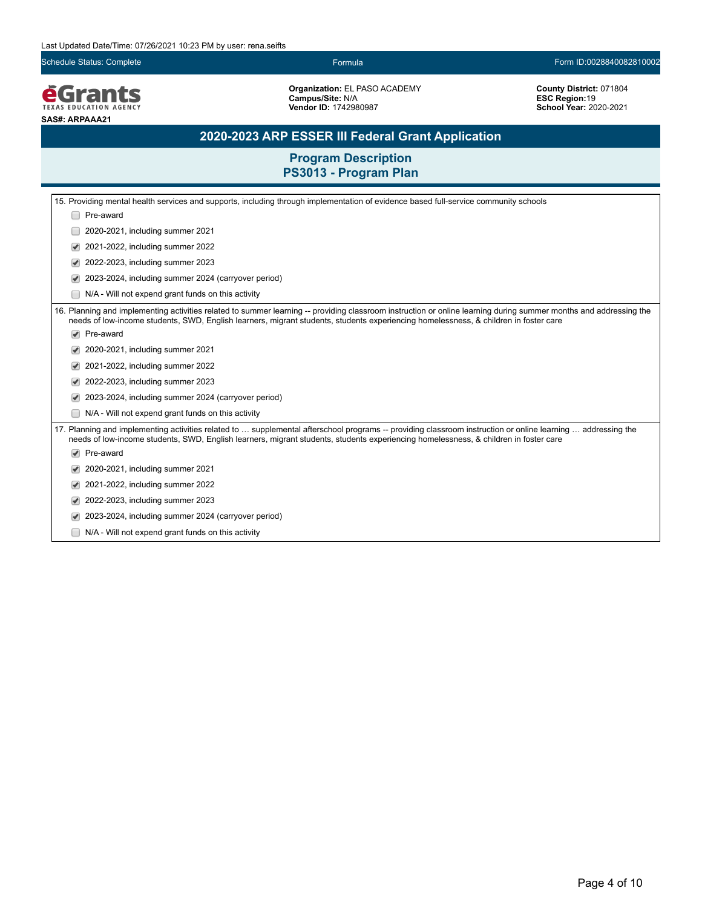Last Updated Date/Time: 07/26/2021 10:23 PM by user: rena.seifts

Schedule Status: Complete | Formula | Form ID:0028840082810002

**eGrants** TEXAS EDUCATION AGENCY

**SAS#: ARPAAA21**

**Organization:** EL PASO ACADEMY
**Campus/Site:** N/A
**Vendor ID:** 1742980987

**County District:** 071804
**ESC Region:** 19
**School Year:** 2020-2021

# 2020-2023 ARP ESSER III Federal Grant Application

## Program Description
## PS3013 - Program Plan

15. Providing mental health services and supports, including through implementation of evidence based full-service community schools

- [ ] Pre-award
- [ ] 2020-2021, including summer 2021
- [x] 2021-2022, including summer 2022
- [x] 2022-2023, including summer 2023
- [x] 2023-2024, including summer 2024 (carryover period)
- [ ] N/A - Will not expend grant funds on this activity

16. Planning and implementing activities related to summer learning -- providing classroom instruction or online learning during summer months and addressing the needs of low-income students, SWD, English learners, migrant students, students experiencing homelessness, & children in foster care

- [x] Pre-award
- [x] 2020-2021, including summer 2021
- [x] 2021-2022, including summer 2022
- [x] 2022-2023, including summer 2023
- [x] 2023-2024, including summer 2024 (carryover period)
- [ ] N/A - Will not expend grant funds on this activity

17. Planning and implementing activities related to … supplemental afterschool programs -- providing classroom instruction or online learning … addressing the needs of low-income students, SWD, English learners, migrant students, students experiencing homelessness, & children in foster care

- [x] Pre-award
- [x] 2020-2021, including summer 2021
- [x] 2021-2022, including summer 2022
- [x] 2022-2023, including summer 2023
- [x] 2023-2024, including summer 2024 (carryover period)
- [ ] N/A - Will not expend grant funds on this activity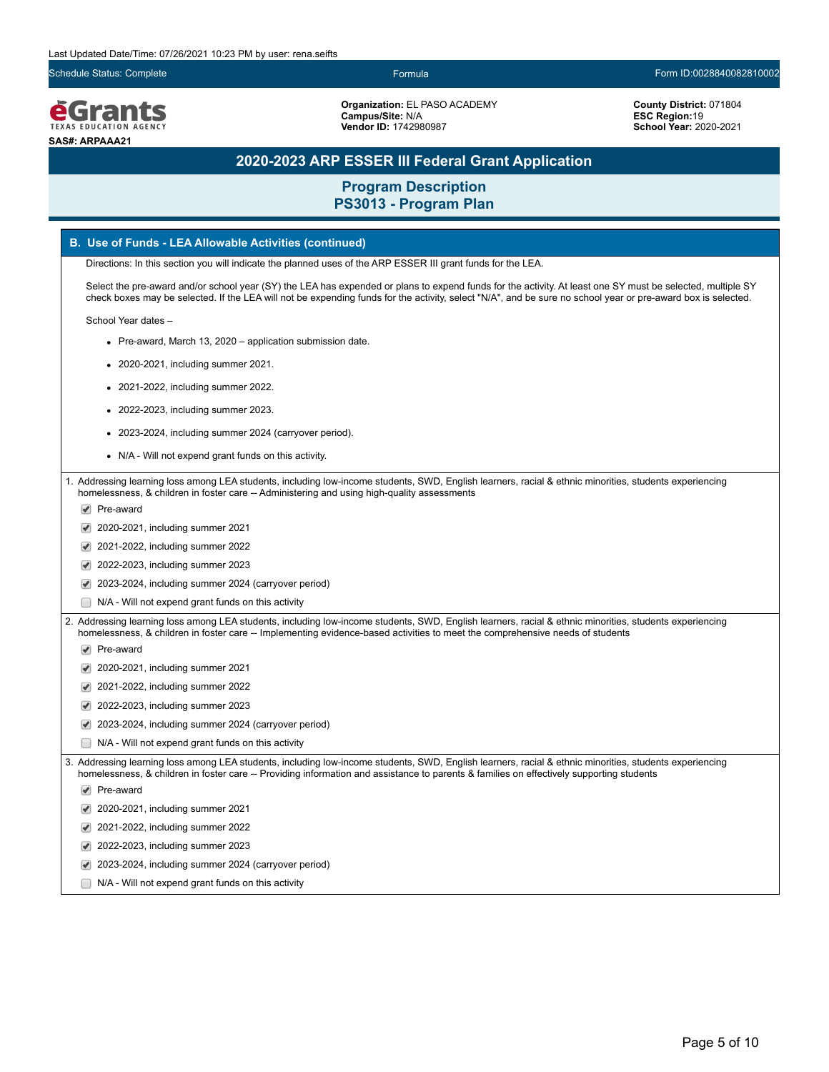Last Updated Date/Time: 07/26/2021 10:23 PM by user: rena.seifts

Schedule Status: Complete | Formula | Form ID:0028840082810002

**eGrants** TEXAS EDUCATION AGENCY

**SAS#: ARPAAA21**

**Organization:** EL PASO ACADEMY
**Campus/Site:** N/A
**Vendor ID:** 1742980987

**County District:** 071804
**ESC Region:** 19
**School Year:** 2020-2021

# 2020-2023 ARP ESSER III Federal Grant Application

## Program Description
## PS3013 - Program Plan

### B. Use of Funds - LEA Allowable Activities (continued)

Directions: In this section you will indicate the planned uses of the ARP ESSER III grant funds for the LEA.

Select the pre-award and/or school year (SY) the LEA has expended or plans to expend funds for the activity. At least one SY must be selected, multiple SY check boxes may be selected. If the LEA will not be expending funds for the activity, select "N/A", and be sure no school year or pre-award box is selected.

School Year dates –

- Pre-award, March 13, 2020 – application submission date.
- 2020-2021, including summer 2021.
- 2021-2022, including summer 2022.
- 2022-2023, including summer 2023.
- 2023-2024, including summer 2024 (carryover period).
- N/A - Will not expend grant funds on this activity.

1. Addressing learning loss among LEA students, including low-income students, SWD, English learners, racial & ethnic minorities, students experiencing homelessness, & children in foster care -- Administering and using high-quality assessments

- [x] Pre-award
- [x] 2020-2021, including summer 2021
- [x] 2021-2022, including summer 2022
- [x] 2022-2023, including summer 2023
- [x] 2023-2024, including summer 2024 (carryover period)
- [ ] N/A - Will not expend grant funds on this activity

2. Addressing learning loss among LEA students, including low-income students, SWD, English learners, racial & ethnic minorities, students experiencing homelessness, & children in foster care -- Implementing evidence-based activities to meet the comprehensive needs of students

- [x] Pre-award
- [x] 2020-2021, including summer 2021
- [x] 2021-2022, including summer 2022
- [x] 2022-2023, including summer 2023
- [x] 2023-2024, including summer 2024 (carryover period)
- [ ] N/A - Will not expend grant funds on this activity

3. Addressing learning loss among LEA students, including low-income students, SWD, English learners, racial & ethnic minorities, students experiencing homelessness, & children in foster care -- Providing information and assistance to parents & families on effectively supporting students

- [x] Pre-award
- [x] 2020-2021, including summer 2021
- [x] 2021-2022, including summer 2022
- [x] 2022-2023, including summer 2023
- [x] 2023-2024, including summer 2024 (carryover period)
- [ ] N/A - Will not expend grant funds on this activity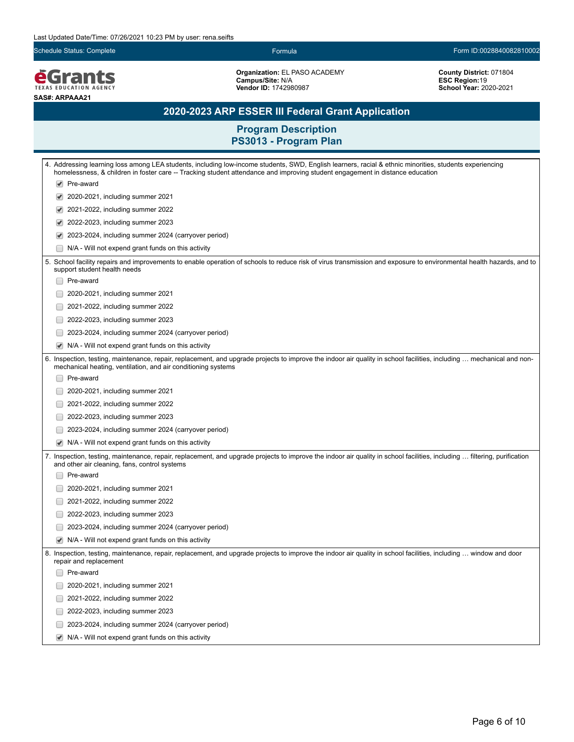Last Updated Date/Time: 07/26/2021 10:23 PM by user: rena.seifts

Schedule Status: Complete | Formula | Form ID:0028840082810002

**eGrants** TEXAS EDUCATION AGENCY

**SAS#: ARPAAA21**

**Organization:** EL PASO ACADEMY
**Campus/Site:** N/A
**Vendor ID:** 1742980987

**County District:** 071804
**ESC Region:** 19
**School Year:** 2020-2021

# 2020-2023 ARP ESSER III Federal Grant Application

## Program Description
## PS3013 - Program Plan

4. Addressing learning loss among LEA students, including low-income students, SWD, English learners, racial & ethnic minorities, students experiencing homelessness, & children in foster care -- Tracking student attendance and improving student engagement in distance education

- [x] Pre-award
- [x] 2020-2021, including summer 2021
- [x] 2021-2022, including summer 2022
- [x] 2022-2023, including summer 2023
- [x] 2023-2024, including summer 2024 (carryover period)
- [ ] N/A - Will not expend grant funds on this activity

5. School facility repairs and improvements to enable operation of schools to reduce risk of virus transmission and exposure to environmental health hazards, and to support student health needs

- [ ] Pre-award
- [ ] 2020-2021, including summer 2021
- [ ] 2021-2022, including summer 2022
- [ ] 2022-2023, including summer 2023
- [ ] 2023-2024, including summer 2024 (carryover period)
- [x] N/A - Will not expend grant funds on this activity

6. Inspection, testing, maintenance, repair, replacement, and upgrade projects to improve the indoor air quality in school facilities, including … mechanical and non-mechanical heating, ventilation, and air conditioning systems

- [ ] Pre-award
- [ ] 2020-2021, including summer 2021
- [ ] 2021-2022, including summer 2022
- [ ] 2022-2023, including summer 2023
- [ ] 2023-2024, including summer 2024 (carryover period)
- [x] N/A - Will not expend grant funds on this activity

7. Inspection, testing, maintenance, repair, replacement, and upgrade projects to improve the indoor air quality in school facilities, including … filtering, purification and other air cleaning, fans, control systems

- [ ] Pre-award
- [ ] 2020-2021, including summer 2021
- [ ] 2021-2022, including summer 2022
- [ ] 2022-2023, including summer 2023
- [ ] 2023-2024, including summer 2024 (carryover period)
- [x] N/A - Will not expend grant funds on this activity

8. Inspection, testing, maintenance, repair, replacement, and upgrade projects to improve the indoor air quality in school facilities, including … window and door repair and replacement

- [ ] Pre-award
- [ ] 2020-2021, including summer 2021
- [ ] 2021-2022, including summer 2022
- [ ] 2022-2023, including summer 2023
- [ ] 2023-2024, including summer 2024 (carryover period)
- [x] N/A - Will not expend grant funds on this activity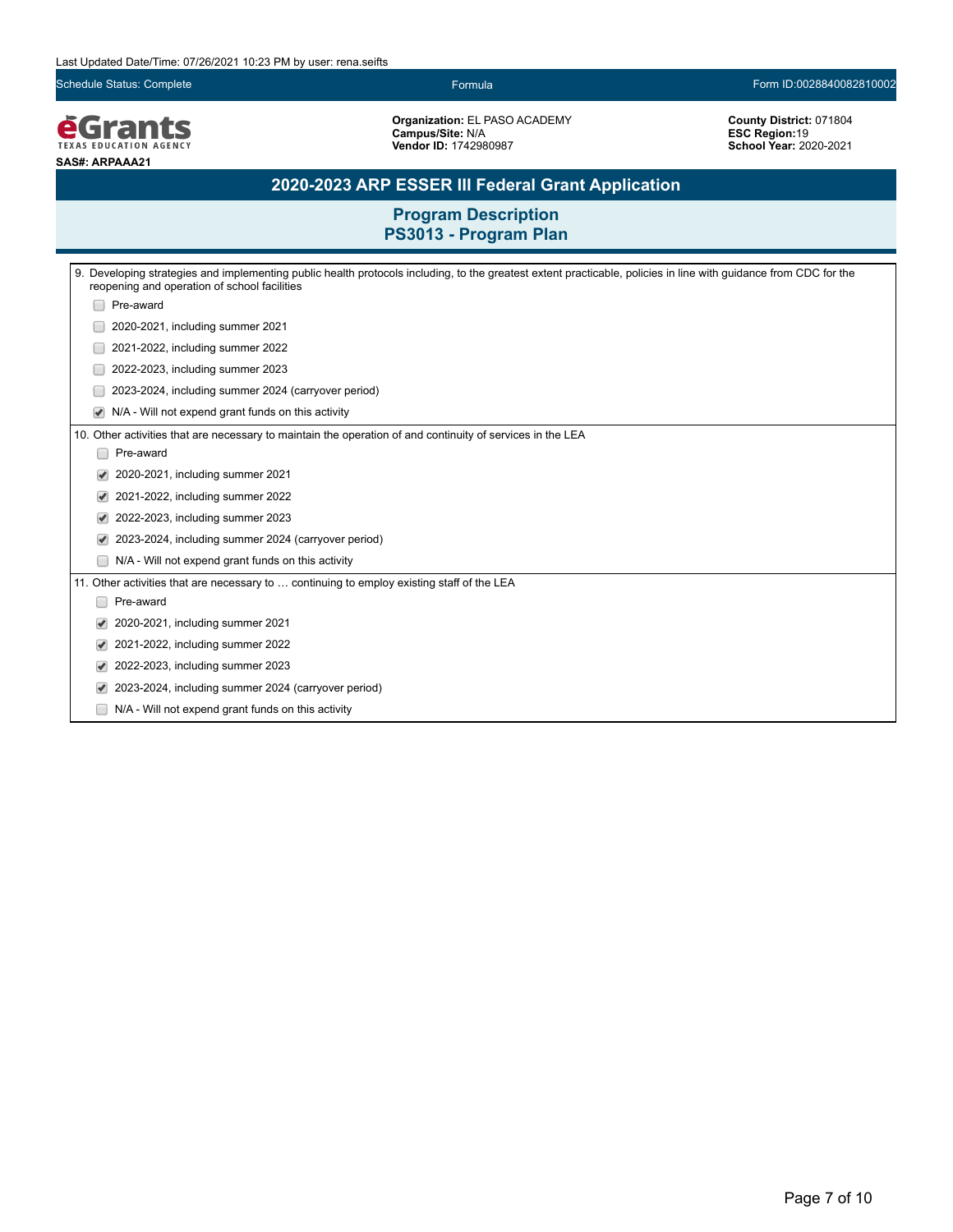Last Updated Date/Time: 07/26/2021 10:23 PM by user: rena.seifts

Schedule Status: Complete | Formula | Form ID:0028840082810002

**eGrants** TEXAS EDUCATION AGENCY

**SAS#: ARPAAA21**

**Organization:** EL PASO ACADEMY
**Campus/Site:** N/A
**Vendor ID:** 1742980987

**County District:** 071804
**ESC Region:** 19
**School Year:** 2020-2021

# 2020-2023 ARP ESSER III Federal Grant Application

## Program Description
## PS3013 - Program Plan

9. Developing strategies and implementing public health protocols including, to the greatest extent practicable, policies in line with guidance from CDC for the reopening and operation of school facilities

- [ ] Pre-award
- [ ] 2020-2021, including summer 2021
- [ ] 2021-2022, including summer 2022
- [ ] 2022-2023, including summer 2023
- [ ] 2023-2024, including summer 2024 (carryover period)
- [x] N/A - Will not expend grant funds on this activity

10. Other activities that are necessary to maintain the operation of and continuity of services in the LEA

- [ ] Pre-award
- [x] 2020-2021, including summer 2021
- [x] 2021-2022, including summer 2022
- [x] 2022-2023, including summer 2023
- [x] 2023-2024, including summer 2024 (carryover period)
- [ ] N/A - Will not expend grant funds on this activity

11. Other activities that are necessary to … continuing to employ existing staff of the LEA

- [ ] Pre-award
- [x] 2020-2021, including summer 2021
- [x] 2021-2022, including summer 2022
- [x] 2022-2023, including summer 2023
- [x] 2023-2024, including summer 2024 (carryover period)
- [ ] N/A - Will not expend grant funds on this activity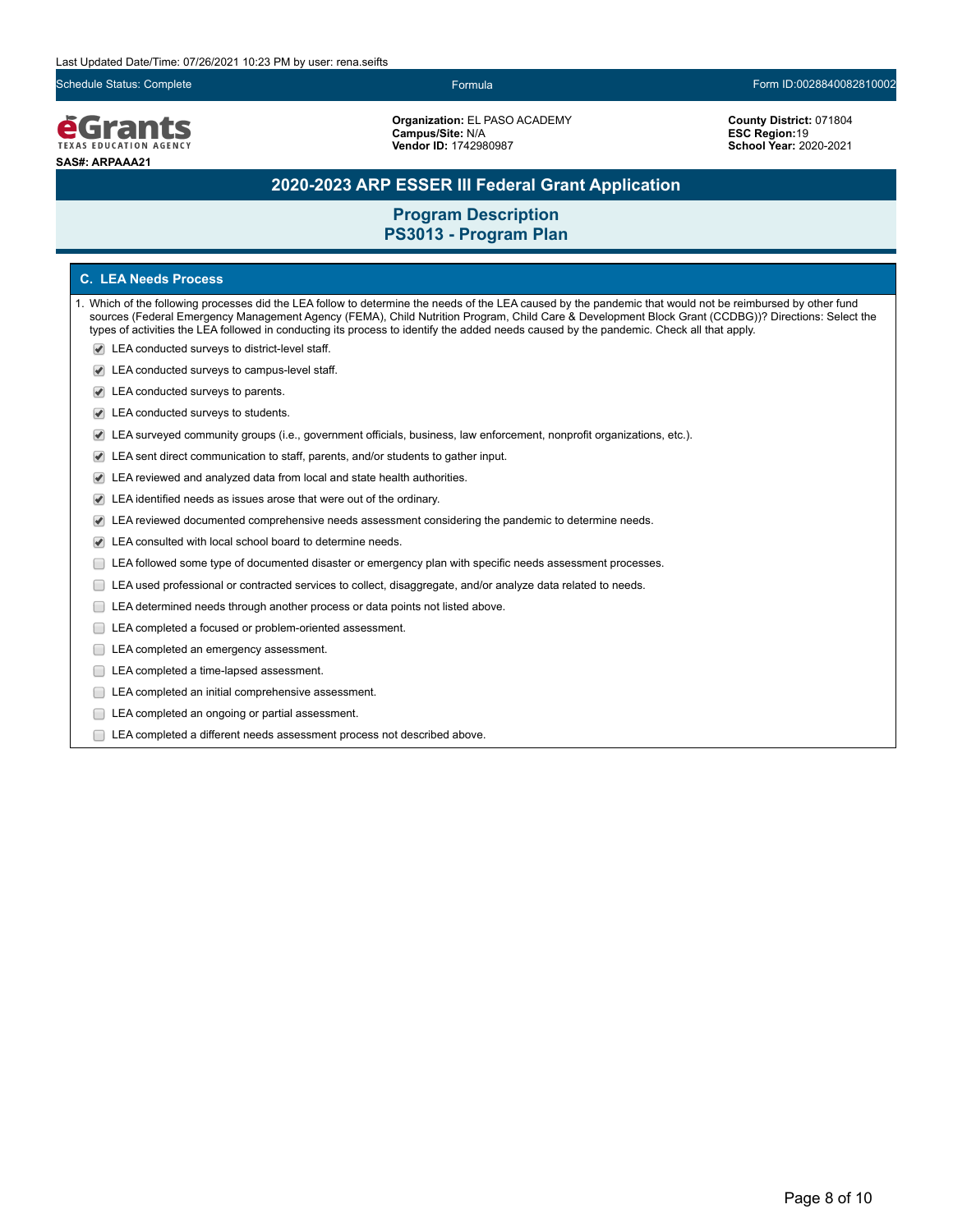Last Updated Date/Time: 07/26/2021 10:23 PM by user: rena.seifts

Schedule Status: Complete | Formula | Form ID:0028840082810002

**eGrants** TEXAS EDUCATION AGENCY

**SAS#: ARPAAA21**

**Organization:** EL PASO ACADEMY
**Campus/Site:** N/A
**Vendor ID:** 1742980987

**County District:** 071804
**ESC Region:** 19
**School Year:** 2020-2021

# 2020-2023 ARP ESSER III Federal Grant Application

## Program Description
## PS3013 - Program Plan

### C. LEA Needs Process

1. Which of the following processes did the LEA follow to determine the needs of the LEA caused by the pandemic that would not be reimbursed by other fund sources (Federal Emergency Management Agency (FEMA), Child Nutrition Program, Child Care & Development Block Grant (CCDBG))? Directions: Select the types of activities the LEA followed in conducting its process to identify the added needs caused by the pandemic. Check all that apply.

- [x] LEA conducted surveys to district-level staff.
- [x] LEA conducted surveys to campus-level staff.
- [x] LEA conducted surveys to parents.
- [x] LEA conducted surveys to students.
- [x] LEA surveyed community groups (i.e., government officials, business, law enforcement, nonprofit organizations, etc.).
- [x] LEA sent direct communication to staff, parents, and/or students to gather input.
- [x] LEA reviewed and analyzed data from local and state health authorities.
- [x] LEA identified needs as issues arose that were out of the ordinary.
- [x] LEA reviewed documented comprehensive needs assessment considering the pandemic to determine needs.
- [x] LEA consulted with local school board to determine needs.
- [ ] LEA followed some type of documented disaster or emergency plan with specific needs assessment processes.
- [ ] LEA used professional or contracted services to collect, disaggregate, and/or analyze data related to needs.
- [ ] LEA determined needs through another process or data points not listed above.
- [ ] LEA completed a focused or problem-oriented assessment.
- [ ] LEA completed an emergency assessment.
- [ ] LEA completed a time-lapsed assessment.
- [ ] LEA completed an initial comprehensive assessment.
- [ ] LEA completed an ongoing or partial assessment.
- [ ] LEA completed a different needs assessment process not described above.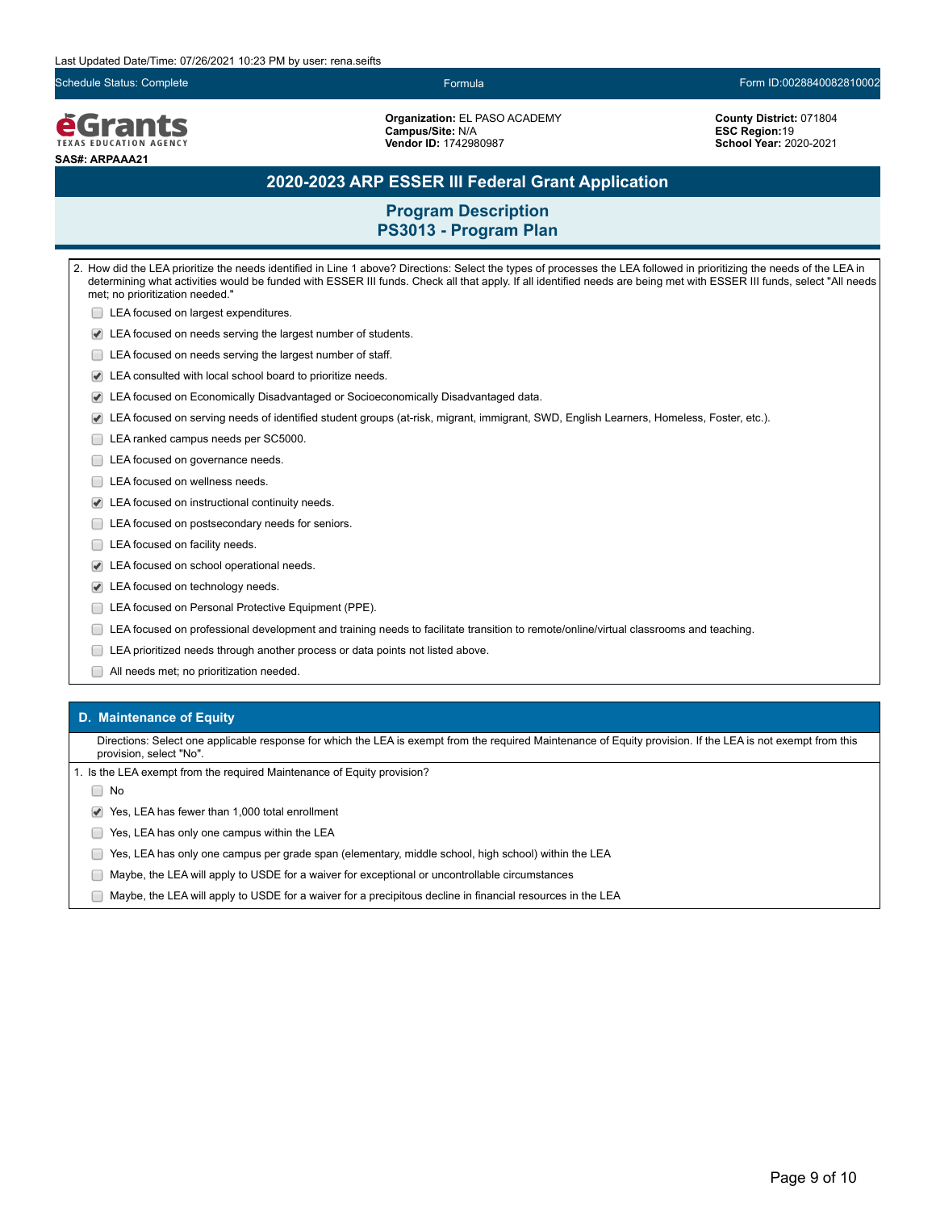Last Updated Date/Time: 07/26/2021 10:23 PM by user: rena.seifts

Schedule Status: Complete | Formula | Form ID:0028840082810002

**eGrants** TEXAS EDUCATION AGENCY

**SAS#: ARPAAA21**

**Organization:** EL PASO ACADEMY
**Campus/Site:** N/A
**Vendor ID:** 1742980987

**County District:** 071804
**ESC Region:**19
**School Year:** 2020-2021

# 2020-2023 ARP ESSER III Federal Grant Application

## Program Description
## PS3013 - Program Plan

2. How did the LEA prioritize the needs identified in Line 1 above? Directions: Select the types of processes the LEA followed in prioritizing the needs of the LEA in determining what activities would be funded with ESSER III funds. Check all that apply. If all identified needs are being met with ESSER III funds, select "All needs met; no prioritization needed."

- [ ] LEA focused on largest expenditures.
- [x] LEA focused on needs serving the largest number of students.
- [ ] LEA focused on needs serving the largest number of staff.
- [x] LEA consulted with local school board to prioritize needs.
- [x] LEA focused on Economically Disadvantaged or Socioeconomically Disadvantaged data.
- [x] LEA focused on serving needs of identified student groups (at-risk, migrant, immigrant, SWD, English Learners, Homeless, Foster, etc.).
- [ ] LEA ranked campus needs per SC5000.
- [ ] LEA focused on governance needs.
- [ ] LEA focused on wellness needs.
- [x] LEA focused on instructional continuity needs.
- [ ] LEA focused on postsecondary needs for seniors.
- [ ] LEA focused on facility needs.
- [x] LEA focused on school operational needs.
- [x] LEA focused on technology needs.
- [ ] LEA focused on Personal Protective Equipment (PPE).
- [ ] LEA focused on professional development and training needs to facilitate transition to remote/online/virtual classrooms and teaching.
- [ ] LEA prioritized needs through another process or data points not listed above.
- [ ] All needs met; no prioritization needed.

### D. Maintenance of Equity

Directions: Select one applicable response for which the LEA is exempt from the required Maintenance of Equity provision. If the LEA is not exempt from this provision, select "No".

1. Is the LEA exempt from the required Maintenance of Equity provision?

- [ ] No
- [x] Yes, LEA has fewer than 1,000 total enrollment
- [ ] Yes, LEA has only one campus within the LEA
- [ ] Yes, LEA has only one campus per grade span (elementary, middle school, high school) within the LEA
- [ ] Maybe, the LEA will apply to USDE for a waiver for exceptional or uncontrollable circumstances
- [ ] Maybe, the LEA will apply to USDE for a waiver for a precipitous decline in financial resources in the LEA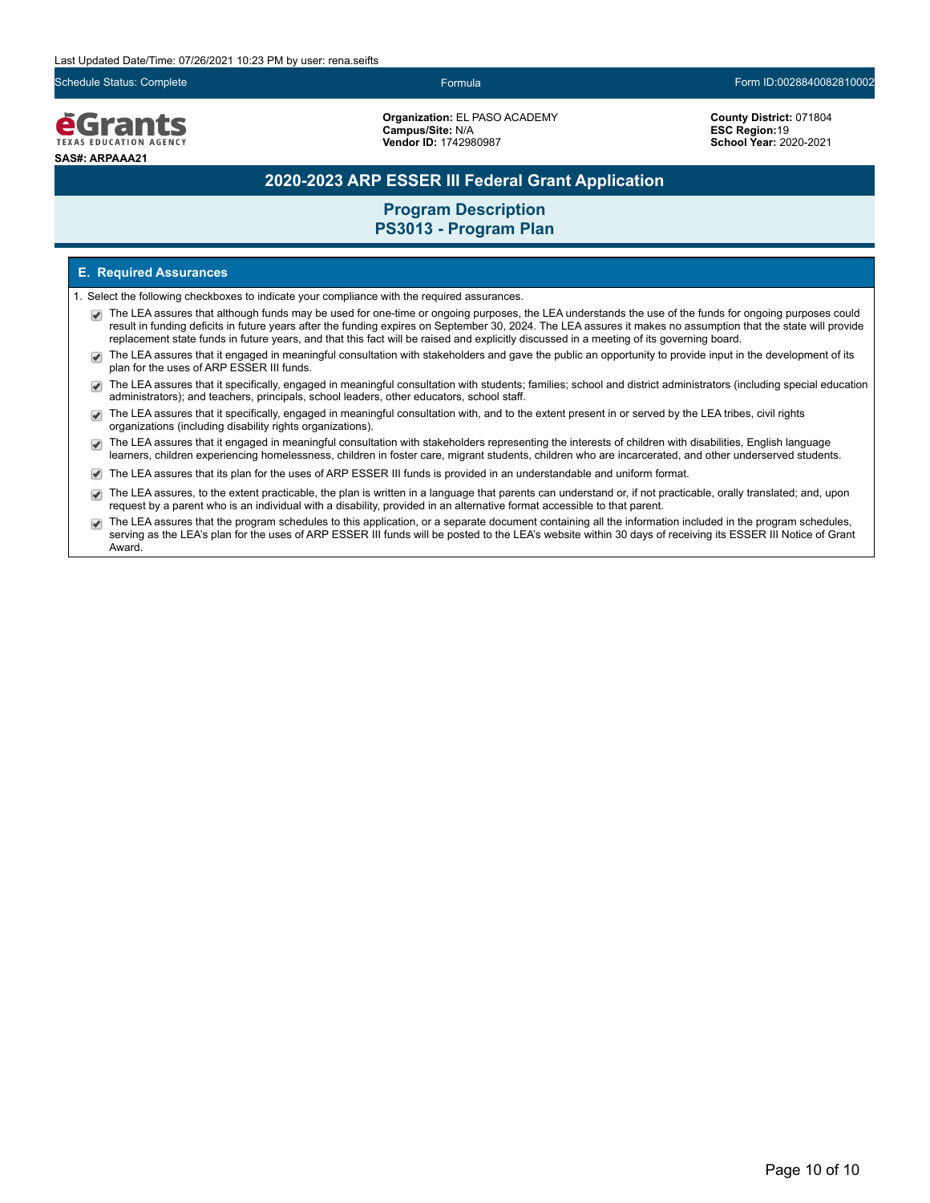Last Updated Date/Time: 07/26/2021 10:23 PM by user: rena.seifts

Schedule Status: Complete | Formula | Form ID:0028840082810002

eGrants TEXAS EDUCATION AGENCY

**SAS#: ARPAAA21**

**Organization:** EL PASO ACADEMY
**Campus/Site:** N/A
**Vendor ID:** 1742980987

**County District:** 071804
**ESC Region:** 19
**School Year:** 2020-2021

# 2020-2023 ARP ESSER III Federal Grant Application

## Program Description
## PS3013 - Program Plan

### E. Required Assurances

1. Select the following checkboxes to indicate your compliance with the required assurances.

- [x] The LEA assures that although funds may be used for one-time or ongoing purposes, the LEA understands the use of the funds for ongoing purposes could result in funding deficits in future years after the funding expires on September 30, 2024. The LEA assures it makes no assumption that the state will provide replacement state funds in future years, and that this fact will be raised and explicitly discussed in a meeting of its governing board.
- [x] The LEA assures that it engaged in meaningful consultation with stakeholders and gave the public an opportunity to provide input in the development of its plan for the uses of ARP ESSER III funds.
- [x] The LEA assures that it specifically, engaged in meaningful consultation with students; families; school and district administrators (including special education administrators); and teachers, principals, school leaders, other educators, school staff.
- [x] The LEA assures that it specifically, engaged in meaningful consultation with, and to the extent present in or served by the LEA tribes, civil rights organizations (including disability rights organizations).
- [x] The LEA assures that it engaged in meaningful consultation with stakeholders representing the interests of children with disabilities, English language learners, children experiencing homelessness, children in foster care, migrant students, children who are incarcerated, and other underserved students.
- [x] The LEA assures that its plan for the uses of ARP ESSER III funds is provided in an understandable and uniform format.
- [x] The LEA assures, to the extent practicable, the plan is written in a language that parents can understand or, if not practicable, orally translated; and, upon request by a parent who is an individual with a disability, provided in an alternative format accessible to that parent.
- [x] The LEA assures that the program schedules to this application, or a separate document containing all the information included in the program schedules, serving as the LEA's plan for the uses of ARP ESSER III funds will be posted to the LEA's website within 30 days of receiving its ESSER III Notice of Grant Award.